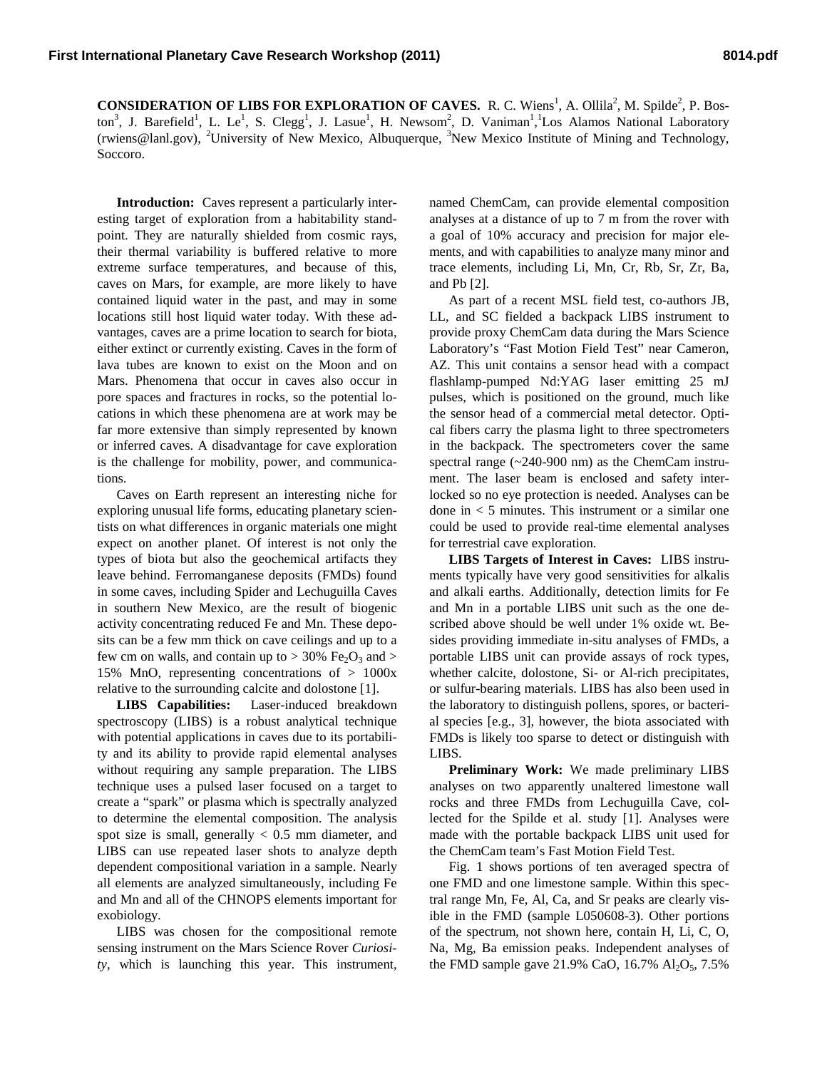**CONSIDERATION OF LIBS FOR EXPLORATION OF CAVES.** R. C. Wiens[1], A. Ollila[2], M. Spilde[2], P. Boston[3], J. Barefield[1], L. Le[1], S. Clegg[1], J. Lasue[1], H. Newsom[2], D. Vaniman[1], [1]Los Alamos National Laboratory (rwiens@lanl.gov), [2]University of New Mexico, Albuquerque, [3]New Mexico Institute of Mining and Technology, Soccoro.

**Introduction:** Caves represent a particularly interesting target of exploration from a habitability standpoint. They are naturally shielded from cosmic rays, their thermal variability is buffered relative to more extreme surface temperatures, and because of this, caves on Mars, for example, are more likely to have contained liquid water in the past, and may in some locations still host liquid water today. With these advantages, caves are a prime location to search for biota, either extinct or currently existing. Caves in the form of lava tubes are known to exist on the Moon and on Mars. Phenomena that occur in caves also occur in pore spaces and fractures in rocks, so the potential locations in which these phenomena are at work may be far more extensive than simply represented by known or inferred caves. A disadvantage for cave exploration is the challenge for mobility, power, and communications.

Caves on Earth represent an interesting niche for exploring unusual life forms, educating planetary scientists on what differences in organic materials one might expect on another planet. Of interest is not only the types of biota but also the geochemical artifacts they leave behind. Ferromanganese deposits (FMDs) found in some caves, including Spider and Lechuguilla Caves in southern New Mexico, are the result of biogenic activity concentrating reduced Fe and Mn. These deposits can be a few mm thick on cave ceilings and up to a few cm on walls, and contain up to > 30% $Fe_2O_3$ and > 15% MnO, representing concentrations of > 1000x relative to the surrounding calcite and dolostone [1].

**LIBS Capabilities:** Laser-induced breakdown spectroscopy (LIBS) is a robust analytical technique with potential applications in caves due to its portability and its ability to provide rapid elemental analyses without requiring any sample preparation. The LIBS technique uses a pulsed laser focused on a target to create a "spark" or plasma which is spectrally analyzed to determine the elemental composition. The analysis spot size is small, generally < 0.5 mm diameter, and LIBS can use repeated laser shots to analyze depth dependent compositional variation in a sample. Nearly all elements are analyzed simultaneously, including Fe and Mn and all of the CHNOPS elements important for exobiology.

LIBS was chosen for the compositional remote sensing instrument on the Mars Science Rover *Curiosity*, which is launching this year. This instrument, named ChemCam, can provide elemental composition analyses at a distance of up to 7 m from the rover with a goal of 10% accuracy and precision for major elements, and with capabilities to analyze many minor and trace elements, including Li, Mn, Cr, Rb, Sr, Zr, Ba, and Pb [2].

As part of a recent MSL field test, co-authors JB, LL, and SC fielded a backpack LIBS instrument to provide proxy ChemCam data during the Mars Science Laboratory's "Fast Motion Field Test" near Cameron, AZ. This unit contains a sensor head with a compact flashlamp-pumped Nd:YAG laser emitting 25 mJ pulses, which is positioned on the ground, much like the sensor head of a commercial metal detector. Optical fibers carry the plasma light to three spectrometers in the backpack. The spectrometers cover the same spectral range (~240-900 nm) as the ChemCam instrument. The laser beam is enclosed and safety interlocked so no eye protection is needed. Analyses can be done in < 5 minutes. This instrument or a similar one could be used to provide real-time elemental analyses for terrestrial cave exploration.

**LIBS Targets of Interest in Caves:** LIBS instruments typically have very good sensitivities for alkalis and alkali earths. Additionally, detection limits for Fe and Mn in a portable LIBS unit such as the one described above should be well under 1% oxide wt. Besides providing immediate in-situ analyses of FMDs, a portable LIBS unit can provide assays of rock types, whether calcite, dolostone, Si- or Al-rich precipitates, or sulfur-bearing materials. LIBS has also been used in the laboratory to distinguish pollens, spores, or bacterial species [e.g., 3], however, the biota associated with FMDs is likely too sparse to detect or distinguish with LIBS.

**Preliminary Work:** We made preliminary LIBS analyses on two apparently unaltered limestone wall rocks and three FMDs from Lechuguilla Cave, collected for the Spilde et al. study [1]. Analyses were made with the portable backpack LIBS unit used for the ChemCam team's Fast Motion Field Test.

Fig. 1 shows portions of ten averaged spectra of one FMD and one limestone sample. Within this spectral range Mn, Fe, Al, Ca, and Sr peaks are clearly visible in the FMD (sample L050608-3). Other portions of the spectrum, not shown here, contain H, Li, C, O, Na, Mg, Ba emission peaks. Independent analyses of the FMD sample gave 21.9% CaO, 16.7% $Al_2O_5$, 7.5%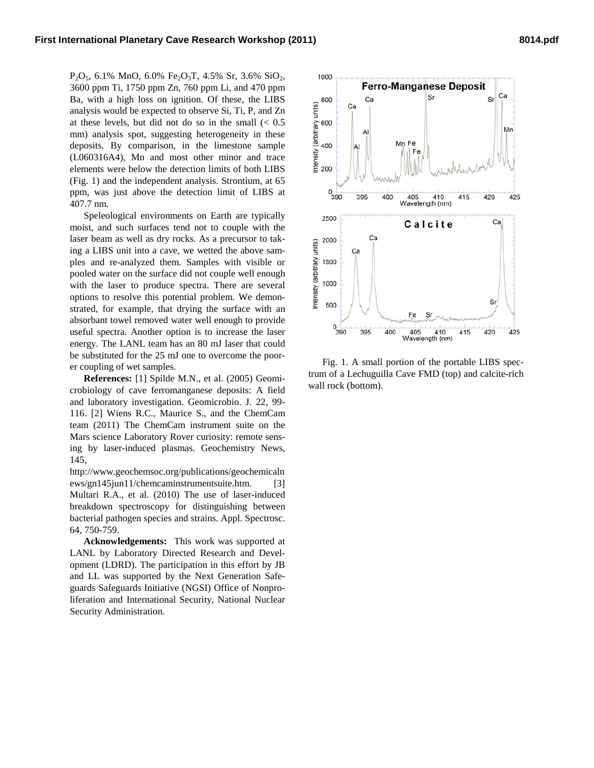$P_2O_5$, 6.1% MnO, 6.0% $Fe_2O_3T$, 4.5% Sr, 3.6% $SiO_2$, 3600 ppm Ti, 1750 ppm Zn, 760 ppm Li, and 470 ppm Ba, with a high loss on ignition. Of these, the LIBS analysis would be expected to observe Si, Ti, P, and Zn at these levels, but did not do so in the small (< 0.5 mm) analysis spot, suggesting heterogeneity in these deposits. By comparison, in the limestone sample (L060316A4), Mn and most other minor and trace elements were below the detection limits of both LIBS (Fig. 1) and the independent analysis. Strontium, at 65 ppm, was just above the detection limit of LIBS at 407.7 nm.

Speleological environments on Earth are typically moist, and such surfaces tend not to couple with the laser beam as well as dry rocks. As a precursor to taking a LIBS unit into a cave, we wetted the above samples and re-analyzed them. Samples with visible or pooled water on the surface did not couple well enough with the laser to produce spectra. There are several options to resolve this potential problem. We demonstrated, for example, that drying the surface with an absorbant towel removed water well enough to provide useful spectra. Another option is to increase the laser energy. The LANL team has an 80 mJ laser that could be substituted for the 25 mJ one to overcome the poorer coupling of wet samples.

**References:** [1] Spilde M.N., et al. (2005) Geomicrobiology of cave ferromanganese deposits: A field and laboratory investigation. Geomicrobio. J. 22, 99-116. [2] Wiens R.C., Maurice S., and the ChemCam team (2011) The ChemCam instrument suite on the Mars science Laboratory Rover curiosity: remote sensing by laser-induced plasmas. Geochemistry News, 145, http://www.geochemsoc.org/publications/geochemicalnews/gn145jun11/chemcaminstrumentsuite.htm. [3] Multari R.A., et al. (2010) The use of laser-induced breakdown spectroscopy for distinguishing between bacterial pathogen species and strains. Appl. Spectrosc. 64, 750-759.

**Acknowledgements:** This work was supported at LANL by Laboratory Directed Research and Development (LDRD). The participation in this effort by JB and LL was supported by the Next Generation Safeguards Safeguards Initiative (NGSI) Office of Nonproliferation and International Security, National Nuclear Security Administration.

Ferro-Manganese Deposit

Ca, Ca, Al, Al, Mn, Fe, Fe, Sr, Sr, Ca, Mn

Intensity (arbitrary units)

Wavelength (nm)

Calcite

Ca, Ca, Fe, Sr, Sr, Ca

Intensity (arbitrary units)

Wavelength (nm)

Fig. 1. A small portion of the portable LIBS spectrum of a Lechuguilla Cave FMD (top) and calcite-rich wall rock (bottom).